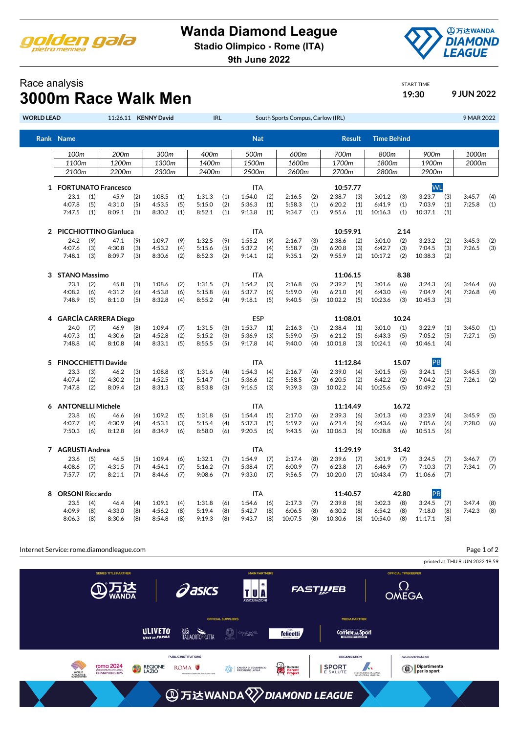# Wanda Diamond League

**Stadio Olimpico - Rome (ITA)**

**9th June 2022**

## Race analysis

# 3000m Race Walk Men

START TIME **19:30** **9 JUN 2022**

**WORLD LEAD** 11:26.11 **KENNY David** IRL South Sports Compus, Carlow (IRL) 9 MAR 2022

| Rank | Name | Nat | Result | Time Behind |
|---|---|---|---|---|

| 100m | 200m | 300m | 400m | 500m | 600m | 700m | 800m | 900m | 1000m |
|---|---|---|---|---|---|---|---|---|---|
| 1100m | 1200m | 1300m | 1400m | 1500m | 1600m | 1700m | 1800m | 1900m | 2000m |
| 2100m | 2200m | 2300m | 2400m | 2500m | 2600m | 2700m | 2800m | 2900m | |

**1 FORTUNATO Francesco** ITA **10:57.77** WL

| | | | | | | | | | |
|---|---|---|---|---|---|---|---|---|---|
| 23.1 (1) | 45.9 (2) | 1:08.5 (1) | 1:31.3 (1) | 1:54.0 (2) | 2:16.5 (2) | 2:38.7 (3) | 3:01.2 (3) | 3:23.7 (3) | 3:45.7 (4) |
| 4:07.8 (5) | 4:31.0 (5) | 4:53.5 (5) | 5:15.0 (2) | 5:36.3 (1) | 5:58.3 (1) | 6:20.2 (1) | 6:41.9 (1) | 7:03.9 (1) | 7:25.8 (1) |
| 7:47.5 (1) | 8:09.1 (1) | 8:30.2 (1) | 8:52.1 (1) | 9:13.8 (1) | 9:34.7 (1) | 9:55.6 (1) | 10:16.3 (1) | 10:37.1 (1) | |

**2 PICCHIOTTINO Gianluca** ITA **10:59.91** 2.14

| | | | | | | | | | |
|---|---|---|---|---|---|---|---|---|---|
| 24.2 (9) | 47.1 (9) | 1:09.7 (9) | 1:32.5 (9) | 1:55.2 (9) | 2:16.7 (3) | 2:38.6 (2) | 3:01.0 (2) | 3:23.2 (2) | 3:45.3 (2) |
| 4:07.6 (3) | 4:30.8 (3) | 4:53.2 (4) | 5:15.6 (5) | 5:37.2 (4) | 5:58.7 (3) | 6:20.8 (3) | 6:42.7 (3) | 7:04.5 (3) | 7:26.5 (3) |
| 7:48.1 (3) | 8:09.7 (3) | 8:30.6 (2) | 8:52.3 (2) | 9:14.1 (2) | 9:35.1 (2) | 9:55.9 (2) | 10:17.2 (2) | 10:38.3 (2) | |

**3 STANO Massimo** ITA **11:06.15** 8.38

| | | | | | | | | | |
|---|---|---|---|---|---|---|---|---|---|
| 23.1 (2) | 45.8 (1) | 1:08.6 (2) | 1:31.5 (2) | 1:54.2 (3) | 2:16.8 (5) | 2:39.2 (5) | 3:01.6 (6) | 3:24.3 (6) | 3:46.4 (6) |
| 4:08.2 (6) | 4:31.2 (6) | 4:53.8 (6) | 5:15.8 (6) | 5:37.7 (6) | 5:59.0 (4) | 6:21.0 (4) | 6:43.0 (4) | 7:04.9 (4) | 7:26.8 (4) |
| 7:48.9 (5) | 8:11.0 (5) | 8:32.8 (4) | 8:55.2 (4) | 9:18.1 (5) | 9:40.5 (5) | 10:02.2 (5) | 10:23.6 (3) | 10:45.3 (3) | |

**4 GARCÍA CARRERA Diego** ESP **11:08.01** 10.24

| | | | | | | | | | |
|---|---|---|---|---|---|---|---|---|---|
| 24.0 (7) | 46.9 (8) | 1:09.4 (7) | 1:31.5 (3) | 1:53.7 (1) | 2:16.3 (1) | 2:38.4 (1) | 3:01.0 (1) | 3:22.9 (1) | 3:45.0 (1) |
| 4:07.3 (1) | 4:30.6 (2) | 4:52.8 (2) | 5:15.2 (3) | 5:36.9 (3) | 5:59.0 (5) | 6:21.2 (5) | 6:43.3 (5) | 7:05.2 (5) | 7:27.1 (5) |
| 7:48.8 (4) | 8:10.8 (4) | 8:33.1 (5) | 8:55.5 (5) | 9:17.8 (4) | 9:40.0 (4) | 10:01.8 (3) | 10:24.1 (4) | 10:46.1 (4) | |

**5 FINOCCHIETTI Davide** ITA **11:12.84** 15.07 PB

| | | | | | | | | | |
|---|---|---|---|---|---|---|---|---|---|
| 23.3 (3) | 46.2 (3) | 1:08.8 (3) | 1:31.6 (4) | 1:54.3 (4) | 2:16.7 (4) | 2:39.0 (4) | 3:01.5 (5) | 3:24.1 (5) | 3:45.5 (3) |
| 4:07.4 (2) | 4:30.2 (1) | 4:52.5 (1) | 5:14.7 (1) | 5:36.6 (2) | 5:58.5 (2) | 6:20.5 (2) | 6:42.2 (2) | 7:04.2 (2) | 7:26.1 (2) |
| 7:47.8 (2) | 8:09.4 (2) | 8:31.3 (3) | 8:53.8 (3) | 9:16.5 (3) | 9:39.3 (3) | 10:02.2 (4) | 10:25.6 (5) | 10:49.2 (5) | |

**6 ANTONELLI Michele** ITA **11:14.49** 16.72

| | | | | | | | | | |
|---|---|---|---|---|---|---|---|---|---|
| 23.8 (6) | 46.6 (6) | 1:09.2 (5) | 1:31.8 (5) | 1:54.4 (5) | 2:17.0 (6) | 2:39.3 (6) | 3:01.3 (4) | 3:23.9 (4) | 3:45.9 (5) |
| 4:07.7 (4) | 4:30.9 (4) | 4:53.1 (3) | 5:15.4 (4) | 5:37.3 (5) | 5:59.2 (6) | 6:21.4 (6) | 6:43.6 (6) | 7:05.6 (6) | 7:28.0 (6) |
| 7:50.3 (6) | 8:12.8 (6) | 8:34.9 (6) | 8:58.0 (6) | 9:20.5 (6) | 9:43.5 (6) | 10:06.3 (6) | 10:28.8 (6) | 10:51.5 (6) | |

**7 AGRUSTI Andrea** ITA **11:29.19** 31.42

| | | | | | | | | | |
|---|---|---|---|---|---|---|---|---|---|
| 23.6 (5) | 46.5 (5) | 1:09.4 (6) | 1:32.1 (7) | 1:54.9 (7) | 2:17.4 (8) | 2:39.6 (7) | 3:01.9 (7) | 3:24.5 (7) | 3:46.7 (7) |
| 4:08.6 (7) | 4:31.5 (7) | 4:54.1 (7) | 5:16.2 (7) | 5:38.4 (7) | 6:00.9 (7) | 6:23.8 (7) | 6:46.9 (7) | 7:10.3 (7) | 7:34.1 (7) |
| 7:57.7 (7) | 8:21.1 (7) | 8:44.6 (7) | 9:08.6 (7) | 9:33.0 (7) | 9:56.5 (7) | 10:20.0 (7) | 10:43.4 (7) | 11:06.6 (7) | |

**8 ORSONI Riccardo** ITA **11:40.57** 42.80 PB

| | | | | | | | | | |
|---|---|---|---|---|---|---|---|---|---|
| 23.5 (4) | 46.4 (4) | 1:09.1 (4) | 1:31.8 (6) | 1:54.6 (6) | 2:17.3 (7) | 2:39.8 (8) | 3:02.3 (8) | 3:24.5 (7) | 3:47.4 (8) |
| 4:09.9 (8) | 4:33.0 (8) | 4:56.2 (8) | 5:19.4 (8) | 5:42.7 (8) | 6:06.5 (8) | 6:30.2 (8) | 6:54.2 (8) | 7:18.0 (8) | 7:42.3 (8) |
| 8:06.3 (8) | 8:30.6 (8) | 8:54.8 (8) | 9:19.3 (8) | 9:43.7 (8) | 10:07.5 (8) | 10:30.6 (8) | 10:54.0 (8) | 11:17.1 (8) | |

Internet Service: rome.diamondleague.com

printed at THU 9 JUN 2022 19:59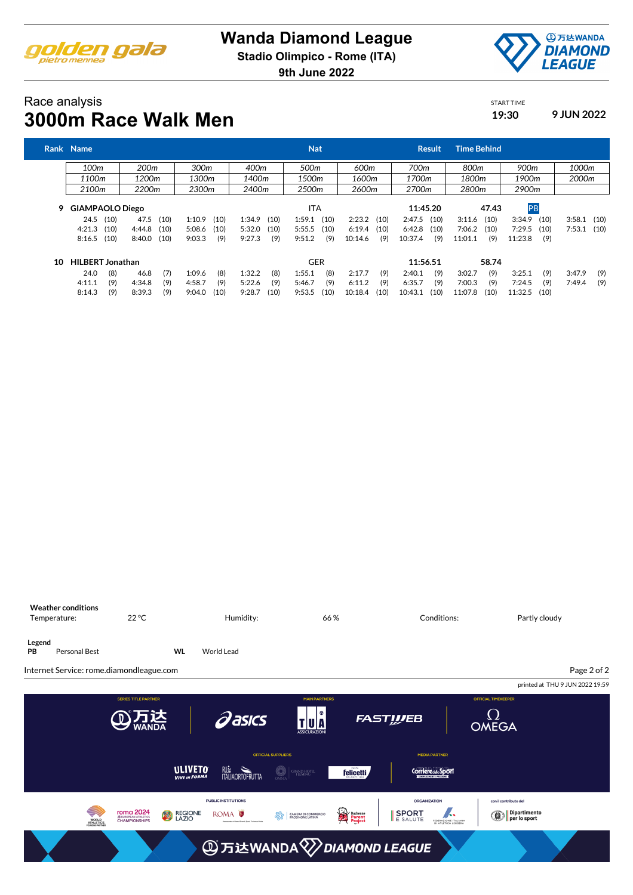# Race analysis

## 3000m Race Walk Men

START TIME **19:30** **9 JUN 2022**

| Rank | Name | Nat | Result | Time Behind | |
|---|---|---|---|---|---|
| 9 | GIAMPAOLO Diego | ITA | 11:45.20 | 47.43 | PB |
| 10 | HILBERT Jonathan | GER | 11:56.51 | 58.74 | |

| | 100m | 200m | 300m | 400m | 500m | 600m | 700m | 800m | 900m | 1000m |
|---|---|---|---|---|---|---|---|---|---|---|
| | 1100m | 1200m | 1300m | 1400m | 1500m | 1600m | 1700m | 1800m | 1900m | 2000m |
| | 2100m | 2200m | 2300m | 2400m | 2500m | 2600m | 2700m | 2800m | 2900m | |
| **9 GIAMPAOLO Diego** | 24.5 (10) | 47.5 (10) | 1:10.9 (10) | 1:34.9 (10) | 1:59.1 (10) | 2:23.2 (10) | 2:47.5 (10) | 3:11.6 (10) | 3:34.9 (10) | 3:58.1 (10) |
| | 4:21.3 (10) | 4:44.8 (10) | 5:08.6 (10) | 5:32.0 (10) | 5:55.5 (10) | 6:19.4 (10) | 6:42.8 (10) | 7:06.2 (10) | 7:29.5 (10) | 7:53.1 (10) |
| | 8:16.5 (10) | 8:40.0 (10) | 9:03.3 (9) | 9:27.3 (9) | 9:51.2 (9) | 10:14.6 (9) | 10:37.4 (9) | 11:01.1 (9) | 11:23.8 (9) | |
| **10 HILBERT Jonathan** | 24.0 (8) | 46.8 (7) | 1:09.6 (8) | 1:32.2 (8) | 1:55.1 (8) | 2:17.7 (9) | 2:40.1 (9) | 3:02.7 (9) | 3:25.1 (9) | 3:47.9 (9) |
| | 4:11.1 (9) | 4:34.8 (9) | 4:58.7 (9) | 5:22.6 (9) | 5:46.7 (9) | 6:11.2 (9) | 6:35.7 (9) | 7:00.3 (9) | 7:24.5 (9) | 7:49.4 (9) |
| | 8:14.3 (9) | 8:39.3 (9) | 9:04.0 (10) | 9:28.7 (10) | 9:53.5 (10) | 10:18.4 (10) | 10:43.1 (10) | 11:07.8 (10) | 11:32.5 (10) | |

**Weather conditions**

Temperature: 22 °C | Humidity: 66 % | Conditions: Partly cloudy

**Legend**

**PB** Personal Best | **WL** World Lead

Internet Service: rome.diamondleague.com

printed at THU 9 JUN 2022 19:59